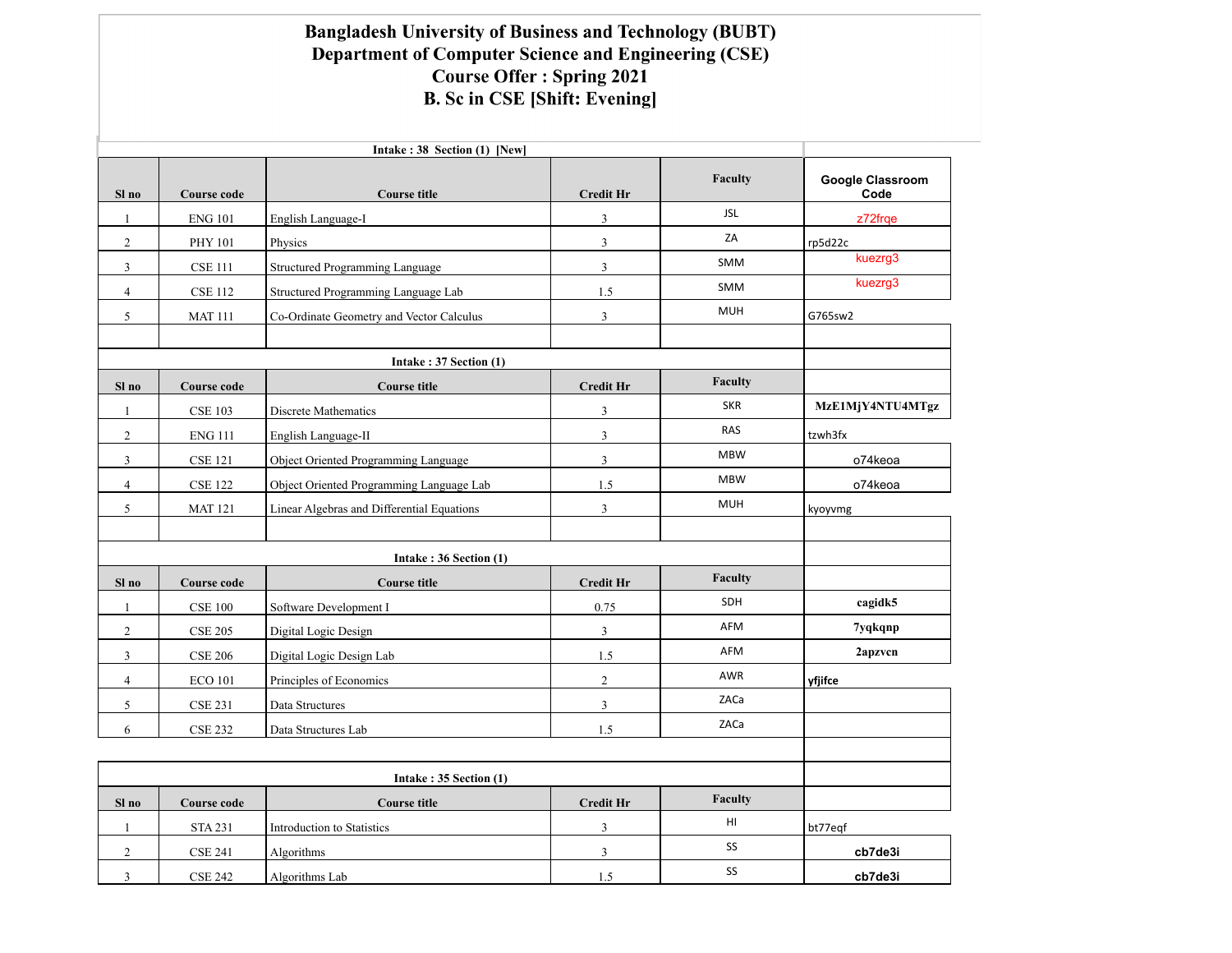# Bangladesh University of Business and Technology (BUBT)
# Department of Computer Science and Engineering (CSE)
# Course Offer : Spring 2021
# B. Sc in CSE [Shift: Evening]

**Intake : 38 Section (1) [New]**

| Sl no | Course code | Course title | Credit Hr | Faculty | Google Classroom Code |
|---|---|---|---|---|---|
| 1 | ENG 101 | English Language-I | 3 | JSL | z72frqe |
| 2 | PHY 101 | Physics | 3 | ZA | rp5d22c |
| 3 | CSE 111 | Structured Programming Language | 3 | SMM | kuezrg3 |
| 4 | CSE 112 | Structured Programming Language Lab | 1.5 | SMM | kuezrg3 |
| 5 | MAT 111 | Co-Ordinate Geometry and Vector Calculus | 3 | MUH | G765sw2 |

**Intake : 37 Section (1)**

| Sl no | Course code | Course title | Credit Hr | Faculty | Google Classroom Code |
|---|---|---|---|---|---|
| 1 | CSE 103 | Discrete Mathematics | 3 | SKR | MzE1MjY4NTU4MTgz |
| 2 | ENG 111 | English Language-II | 3 | RAS | tzwh3fx |
| 3 | CSE 121 | Object Oriented Programming Language | 3 | MBW | o74keoa |
| 4 | CSE 122 | Object Oriented Programming Language Lab | 1.5 | MBW | o74keoa |
| 5 | MAT 121 | Linear Algebras and Differential Equations | 3 | MUH | kyoyvmg |

**Intake : 36 Section (1)**

| Sl no | Course code | Course title | Credit Hr | Faculty | Google Classroom Code |
|---|---|---|---|---|---|
| 1 | CSE 100 | Software Development I | 0.75 | SDH | cagidk5 |
| 2 | CSE 205 | Digital Logic Design | 3 | AFM | 7yqkqnp |
| 3 | CSE 206 | Digital Logic Design Lab | 1.5 | AFM | 2apzvcn |
| 4 | ECO 101 | Principles of Economics | 2 | AWR | yfjifce |
| 5 | CSE 231 | Data Structures | 3 | ZACa | |
| 6 | CSE 232 | Data Structures Lab | 1.5 | ZACa | |

**Intake : 35 Section (1)**

| Sl no | Course code | Course title | Credit Hr | Faculty | Google Classroom Code |
|---|---|---|---|---|---|
| 1 | STA 231 | Introduction to Statistics | 3 | HI | bt77eqf |
| 2 | CSE 241 | Algorithms | 3 | SS | cb7de3i |
| 3 | CSE 242 | Algorithms Lab | 1.5 | SS | cb7de3i |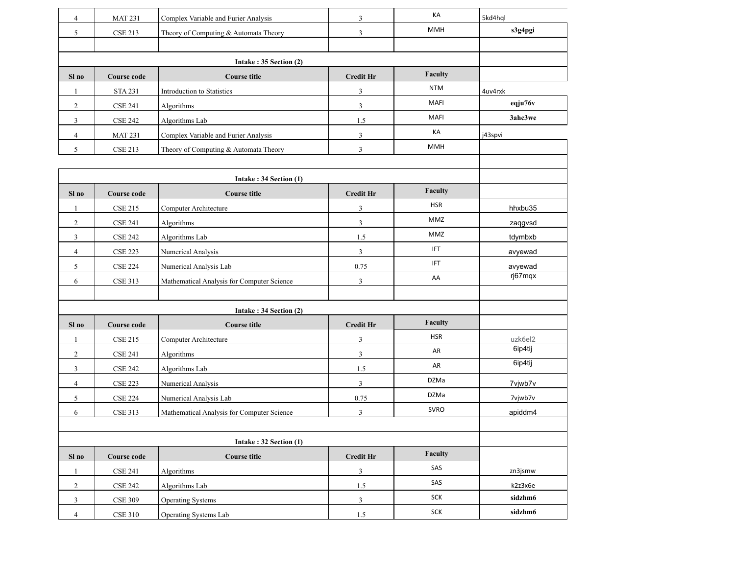| Sl no | Course code | Course title | Credit Hr | Faculty | |
|---|---|---|---|---|---|
| 4 | MAT 231 | Complex Variable and Furier Analysis | 3 | KA | 5kd4hql |
| 5 | CSE 213 | Theory of Computing & Automata Theory | 3 | MMH | **s3g4pgi** |

**Intake : 35 Section (2)**

| Sl no | Course code | Course title | Credit Hr | Faculty | |
|---|---|---|---|---|---|
| 1 | STA 231 | Introduction to Statistics | 3 | NTM | 4uv4rxk |
| 2 | CSE 241 | Algorithms | 3 | MAFI | **eqju76v** |
| 3 | CSE 242 | Algorithms Lab | 1.5 | MAFI | **3ahc3we** |
| 4 | MAT 231 | Complex Variable and Furier Analysis | 3 | KA | j43spvi |
| 5 | CSE 213 | Theory of Computing & Automata Theory | 3 | MMH | |

**Intake : 34 Section (1)**

| Sl no | Course code | Course title | Credit Hr | Faculty | |
|---|---|---|---|---|---|
| 1 | CSE 215 | Computer Architecture | 3 | HSR | hhxbu35 |
| 2 | CSE 241 | Algorithms | 3 | MMZ | zaqgvsd |
| 3 | CSE 242 | Algorithms Lab | 1.5 | MMZ | tdymbxb |
| 4 | CSE 223 | Numerical Analysis | 3 | IFT | avyewad |
| 5 | CSE 224 | Numerical Analysis Lab | 0.75 | IFT | avyewad |
| 6 | CSE 313 | Mathematical Analysis for Computer Science | 3 | AA | rj67mqx |

**Intake : 34 Section (2)**

| Sl no | Course code | Course title | Credit Hr | Faculty | |
|---|---|---|---|---|---|
| 1 | CSE 215 | Computer Architecture | 3 | HSR | uzk6el2 |
| 2 | CSE 241 | Algorithms | 3 | AR | 6ip4tij |
| 3 | CSE 242 | Algorithms Lab | 1.5 | AR | 6ip4tij |
| 4 | CSE 223 | Numerical Analysis | 3 | DZMa | 7vjwb7v |
| 5 | CSE 224 | Numerical Analysis Lab | 0.75 | DZMa | 7vjwb7v |
| 6 | CSE 313 | Mathematical Analysis for Computer Science | 3 | SVRO | apiddm4 |

**Intake : 32 Section (1)**

| Sl no | Course code | Course title | Credit Hr | Faculty | |
|---|---|---|---|---|---|
| 1 | CSE 241 | Algorithms | 3 | SAS | zn3jsmw |
| 2 | CSE 242 | Algorithms Lab | 1.5 | SAS | k2z3x6e |
| 3 | CSE 309 | Operating Systems | 3 | SCK | **sidzhm6** |
| 4 | CSE 310 | Operating Systems Lab | 1.5 | SCK | **sidzhm6** |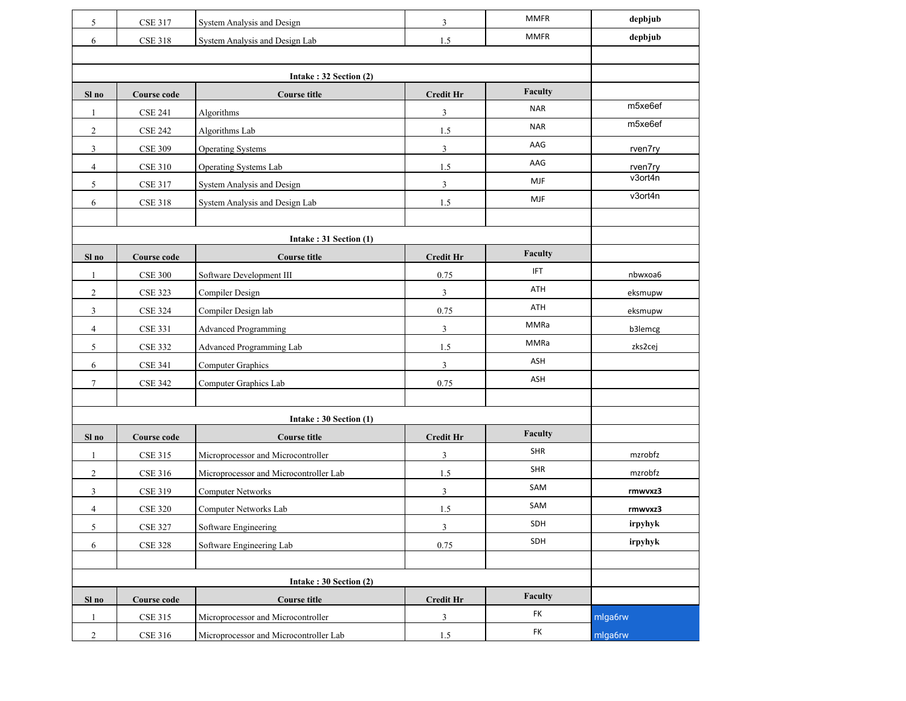| Sl no | Course code | Course title | Credit Hr | Faculty | |
|---|---|---|---|---|---|
| 5 | CSE 317 | System Analysis and Design | 3 | MMFR | **depbjub** |
| 6 | CSE 318 | System Analysis and Design Lab | 1.5 | MMFR | **depbjub** |

**Intake : 32 Section (2)**

| Sl no | Course code | Course title | Credit Hr | Faculty | |
|---|---|---|---|---|---|
| 1 | CSE 241 | Algorithms | 3 | NAR | m5xe6ef |
| 2 | CSE 242 | Algorithms Lab | 1.5 | NAR | m5xe6ef |
| 3 | CSE 309 | Operating Systems | 3 | AAG | rven7ry |
| 4 | CSE 310 | Operating Systems Lab | 1.5 | AAG | rven7ry |
| 5 | CSE 317 | System Analysis and Design | 3 | MJF | v3ort4n |
| 6 | CSE 318 | System Analysis and Design Lab | 1.5 | MJF | v3ort4n |

**Intake : 31 Section (1)**

| Sl no | Course code | Course title | Credit Hr | Faculty | |
|---|---|---|---|---|---|
| 1 | CSE 300 | Software Development III | 0.75 | IFT | nbwxoa6 |
| 2 | CSE 323 | Compiler Design | 3 | ATH | eksmupw |
| 3 | CSE 324 | Compiler Design lab | 0.75 | ATH | eksmupw |
| 4 | CSE 331 | Advanced Programming | 3 | MMRa | b3lemcg |
| 5 | CSE 332 | Advanced Programming Lab | 1.5 | MMRa | zks2cej |
| 6 | CSE 341 | Computer Graphics | 3 | ASH | |
| 7 | CSE 342 | Computer Graphics Lab | 0.75 | ASH | |

**Intake : 30 Section (1)**

| Sl no | Course code | Course title | Credit Hr | Faculty | |
|---|---|---|---|---|---|
| 1 | CSE 315 | Microprocessor and Microcontroller | 3 | SHR | mzrobfz |
| 2 | CSE 316 | Microprocessor and Microcontroller Lab | 1.5 | SHR | mzrobfz |
| 3 | CSE 319 | Computer Networks | 3 | SAM | **rmwvxz3** |
| 4 | CSE 320 | Computer Networks Lab | 1.5 | SAM | **rmwvxz3** |
| 5 | CSE 327 | Software Engineering | 3 | SDH | **irpyhyk** |
| 6 | CSE 328 | Software Engineering Lab | 0.75 | SDH | **irpyhyk** |

**Intake : 30 Section (2)**

| Sl no | Course code | Course title | Credit Hr | Faculty | |
|---|---|---|---|---|---|
| 1 | CSE 315 | Microprocessor and Microcontroller | 3 | FK | mlga6rw |
| 2 | CSE 316 | Microprocessor and Microcontroller Lab | 1.5 | FK | mlga6rw |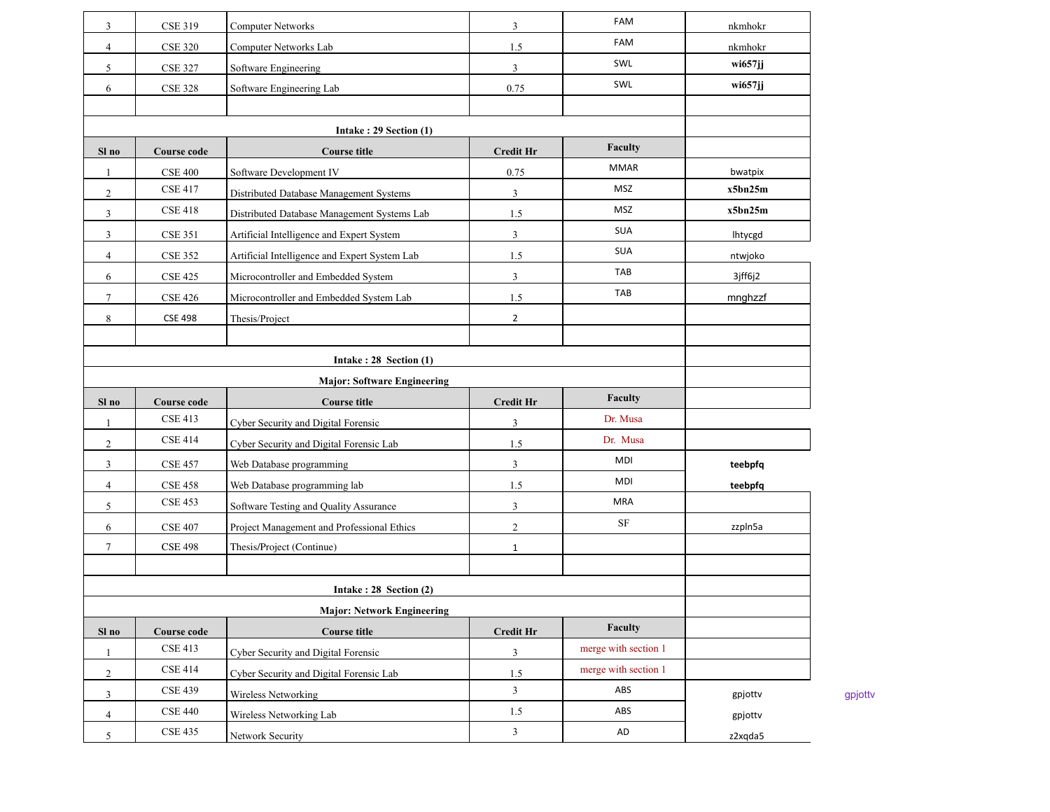| 3 | CSE 319 | Computer Networks | 3 | FAM | nkmhokr |
|---|---|---|---|---|---|
| 4 | CSE 320 | Computer Networks Lab | 1.5 | FAM | nkmhokr |
| 5 | CSE 327 | Software Engineering | 3 | SWL | **wi657jj** |
| 6 | CSE 328 | Software Engineering Lab | 0.75 | SWL | **wi657jj** |
| | | | | | |

**Intake : 29 Section (1)**

| Sl no | Course code | Course title | Credit Hr | Faculty | |
|---|---|---|---|---|---|
| 1 | CSE 400 | Software Development IV | 0.75 | MMAR | bwatpix |
| 2 | CSE 417 | Distributed Database Management Systems | 3 | MSZ | **x5bn25m** |
| 3 | CSE 418 | Distributed Database Management Systems Lab | 1.5 | MSZ | **x5bn25m** |
| 3 | CSE 351 | Artificial Intelligence and Expert System | 3 | SUA | lhtycgd |
| 4 | CSE 352 | Artificial Intelligence and Expert System Lab | 1.5 | SUA | ntwjoko |
| 6 | CSE 425 | Microcontroller and Embedded System | 3 | TAB | 3jff6j2 |
| 7 | CSE 426 | Microcontroller and Embedded System Lab | 1.5 | TAB | mnghzzf |
| 8 | CSE 498 | Thesis/Project | 2 | | |
| | | | | | |

**Intake : 28 Section (1)**

**Major: Software Engineering**

| Sl no | Course code | Course title | Credit Hr | Faculty | |
|---|---|---|---|---|---|
| 1 | CSE 413 | Cyber Security and Digital Forensic | 3 | Dr. Musa | |
| 2 | CSE 414 | Cyber Security and Digital Forensic Lab | 1.5 | Dr. Musa | |
| 3 | CSE 457 | Web Database programming | 3 | MDI | **teebpfq** |
| 4 | CSE 458 | Web Database programming lab | 1.5 | MDI | **teebpfq** |
| 5 | CSE 453 | Software Testing and Quality Assurance | 3 | MRA | |
| 6 | CSE 407 | Project Management and Professional Ethics | 2 | SF | zzpln5a |
| 7 | CSE 498 | Thesis/Project (Continue) | 1 | | |
| | | | | | |

**Intake : 28 Section (2)**

**Major: Network Engineering**

| Sl no | Course code | Course title | Credit Hr | Faculty | | |
|---|---|---|---|---|---|---|
| 1 | CSE 413 | Cyber Security and Digital Forensic | 3 | merge with section 1 | | |
| 2 | CSE 414 | Cyber Security and Digital Forensic Lab | 1.5 | merge with section 1 | | |
| 3 | CSE 439 | Wireless Networking | 3 | ABS | gpjottv | gpjottv |
| 4 | CSE 440 | Wireless Networking Lab | 1.5 | ABS | gpjottv | |
| 5 | CSE 435 | Network Security | 3 | AD | z2xqda5 | |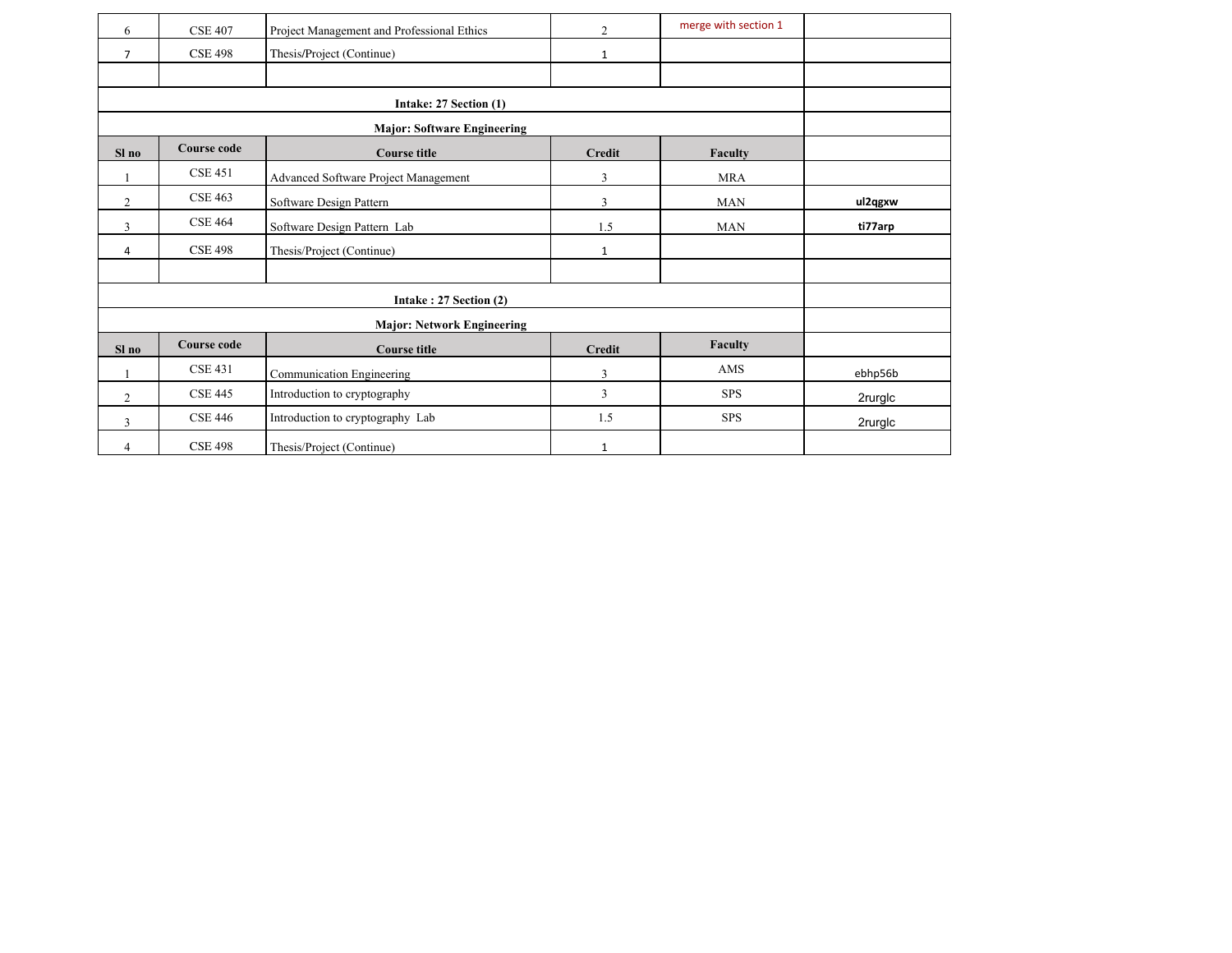| | | | | | |
|---|---|---|---|---|---|
| 6 | CSE 407 | Project Management and Professional Ethics | 2 | merge with section 1 | |
| 7 | CSE 498 | Thesis/Project (Continue) | 1 | | |

**Intake: 27 Section (1)**

**Major: Software Engineering**

| Sl no | Course code | Course title | Credit | Faculty | |
|---|---|---|---|---|---|
| 1 | CSE 451 | Advanced Software Project Management | 3 | MRA | |
| 2 | CSE 463 | Software Design Pattern | 3 | MAN | **ul2qgxw** |
| 3 | CSE 464 | Software Design Pattern Lab | 1.5 | MAN | **ti77arp** |
| 4 | CSE 498 | Thesis/Project (Continue) | 1 | | |

**Intake : 27 Section (2)**

**Major: Network Engineering**

| Sl no | Course code | Course title | Credit | Faculty | |
|---|---|---|---|---|---|
| 1 | CSE 431 | Communication Engineering | 3 | AMS | ebhp56b |
| 2 | CSE 445 | Introduction to cryptography | 3 | SPS | 2rurglc |
| 3 | CSE 446 | Introduction to cryptography Lab | 1.5 | SPS | 2rurglc |
| 4 | CSE 498 | Thesis/Project (Continue) | 1 | | |